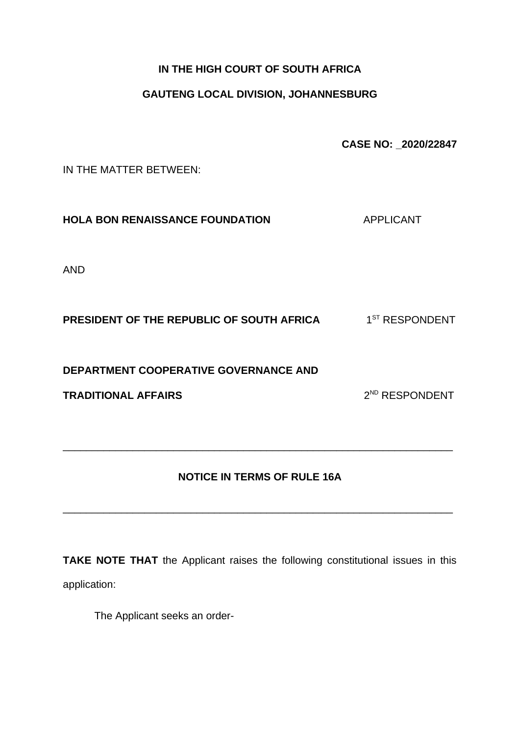**IN THE HIGH COURT OF SOUTH AFRICA**

**GAUTENG LOCAL DIVISION, JOHANNESBURG**

**CASE NO: _2020/22847**

IN THE MATTER BETWEEN:

**HOLA BON RENAISSANCE FOUNDATION** APPLICANT

AND

**PRESIDENT OF THE REPUBLIC OF SOUTH AFRICA** 1ST RESPONDENT

**DEPARTMENT COOPERATIVE GOVERNANCE AND TRADITIONAL AFFAIRS** 2ND RESPONDENT

---

**NOTICE IN TERMS OF RULE 16A**

---

**TAKE NOTE THAT** the Applicant raises the following constitutional issues in this application:

The Applicant seeks an order-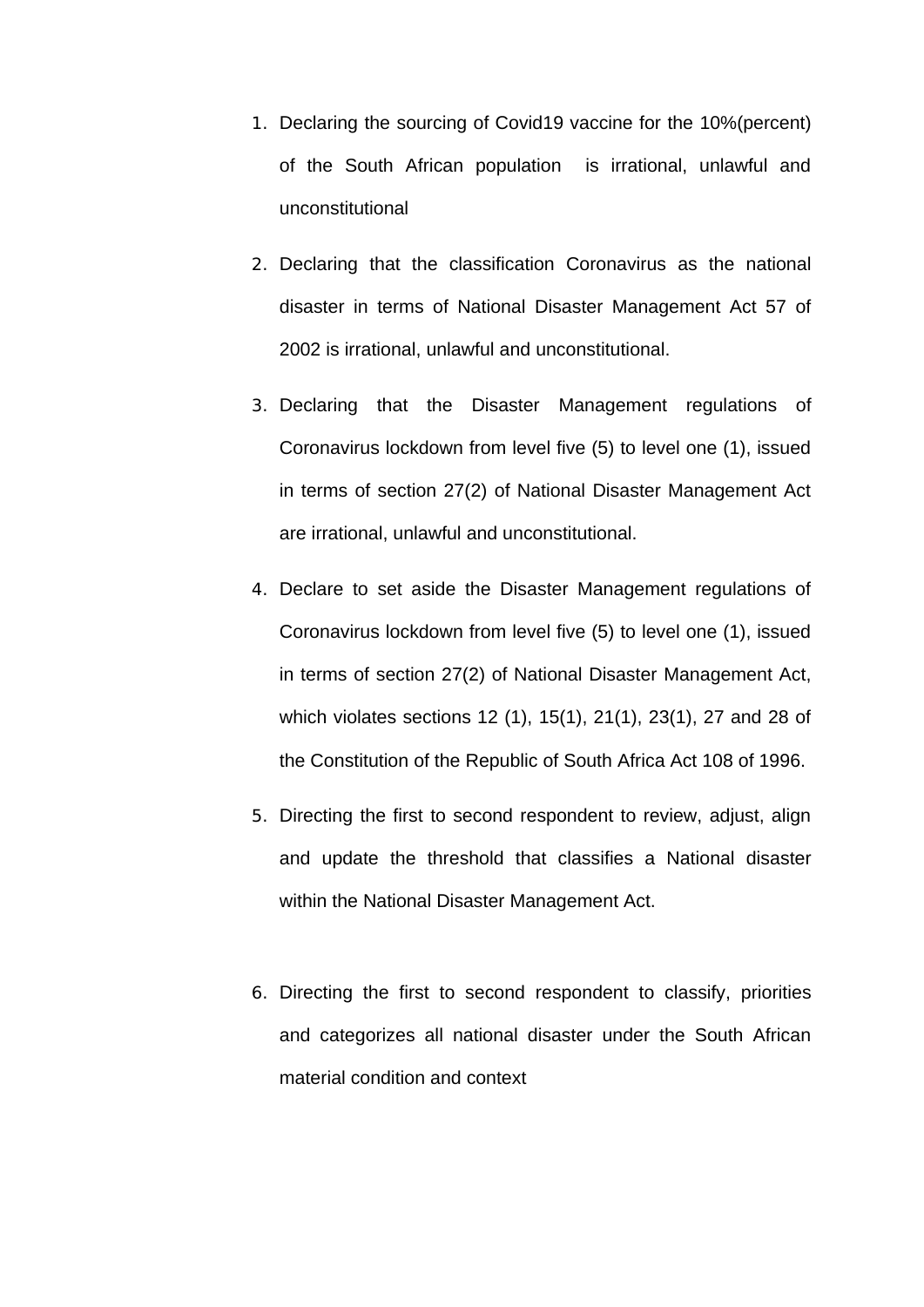1. Declaring the sourcing of Covid19 vaccine for the 10%(percent) of the South African population is irrational, unlawful and unconstitutional

2. Declaring that the classification Coronavirus as the national disaster in terms of National Disaster Management Act 57 of 2002 is irrational, unlawful and unconstitutional.

3. Declaring that the Disaster Management regulations of Coronavirus lockdown from level five (5) to level one (1), issued in terms of section 27(2) of National Disaster Management Act are irrational, unlawful and unconstitutional.

4. Declare to set aside the Disaster Management regulations of Coronavirus lockdown from level five (5) to level one (1), issued in terms of section 27(2) of National Disaster Management Act, which violates sections 12 (1), 15(1), 21(1), 23(1), 27 and 28 of the Constitution of the Republic of South Africa Act 108 of 1996.

5. Directing the first to second respondent to review, adjust, align and update the threshold that classifies a National disaster within the National Disaster Management Act.

6. Directing the first to second respondent to classify, priorities and categorizes all national disaster under the South African material condition and context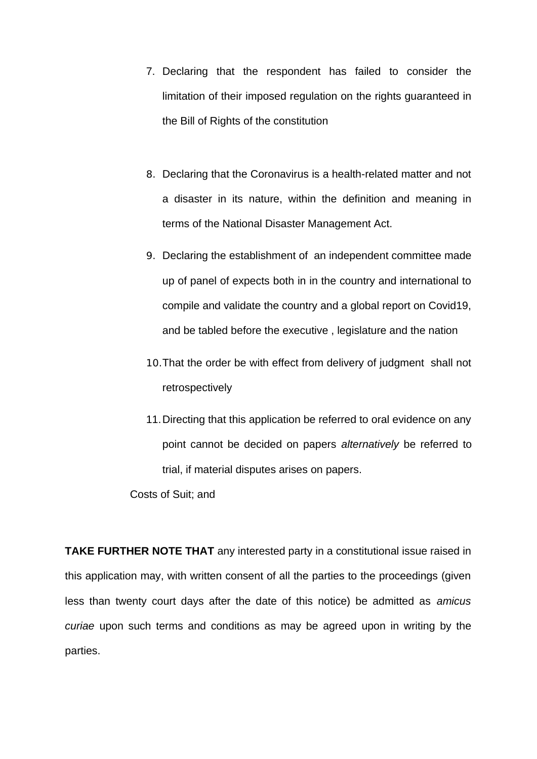7. Declaring that the respondent has failed to consider the limitation of their imposed regulation on the rights guaranteed in the Bill of Rights of the constitution

8. Declaring that the Coronavirus is a health-related matter and not a disaster in its nature, within the definition and meaning in terms of the National Disaster Management Act.

9. Declaring the establishment of an independent committee made up of panel of expects both in in the country and international to compile and validate the country and a global report on Covid19, and be tabled before the executive , legislature and the nation

10. That the order be with effect from delivery of judgment shall not retrospectively

11. Directing that this application be referred to oral evidence on any point cannot be decided on papers *alternatively* be referred to trial, if material disputes arises on papers.

Costs of Suit; and

**TAKE FURTHER NOTE THAT** any interested party in a constitutional issue raised in this application may, with written consent of all the parties to the proceedings (given less than twenty court days after the date of this notice) be admitted as *amicus curiae* upon such terms and conditions as may be agreed upon in writing by the parties.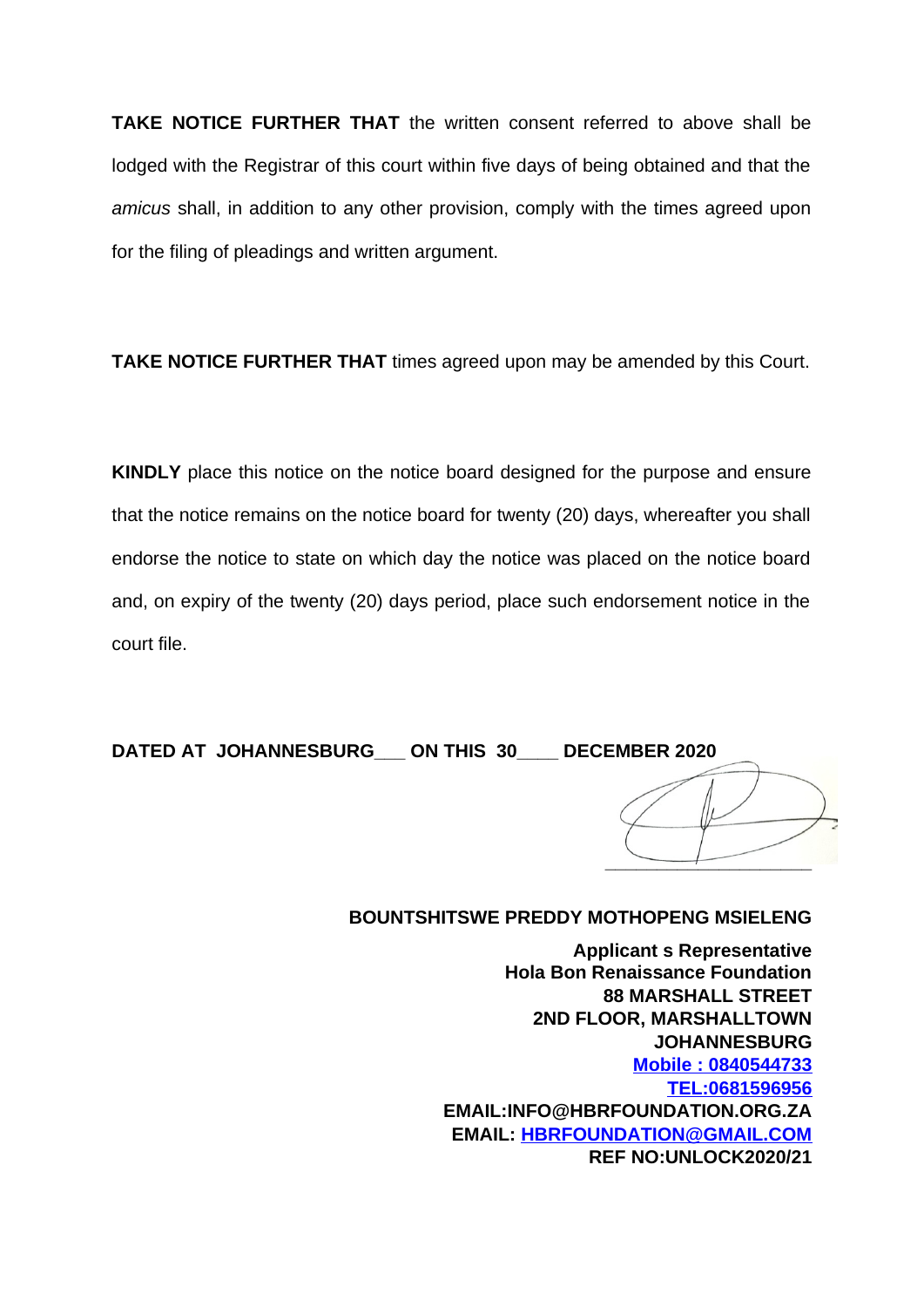**TAKE NOTICE FURTHER THAT** the written consent referred to above shall be lodged with the Registrar of this court within five days of being obtained and that the *amicus* shall, in addition to any other provision, comply with the times agreed upon for the filing of pleadings and written argument.

**TAKE NOTICE FURTHER THAT** times agreed upon may be amended by this Court.

**KINDLY** place this notice on the notice board designed for the purpose and ensure that the notice remains on the notice board for twenty (20) days, whereafter you shall endorse the notice to state on which day the notice was placed on the notice board and, on expiry of the twenty (20) days period, place such endorsement notice in the court file.

**DATED AT JOHANNESBURG___ ON THIS 30____ DECEMBER 2020**

______________________

**BOUNTSHITSWE PREDDY MOTHOPENG MSIELENG**

**Applicant s Representative**
**Hola Bon Renaissance Foundation**
**88 MARSHALL STREET**
**2ND FLOOR, MARSHALLTOWN**
**JOHANNESBURG**
**Mobile : 0840544733**
**TEL:0681596956**
**EMAIL:INFO@HBRFOUNDATION.ORG.ZA**
**EMAIL: HBRFOUNDATION@GMAIL.COM**
**REF NO:UNLOCK2020/21**